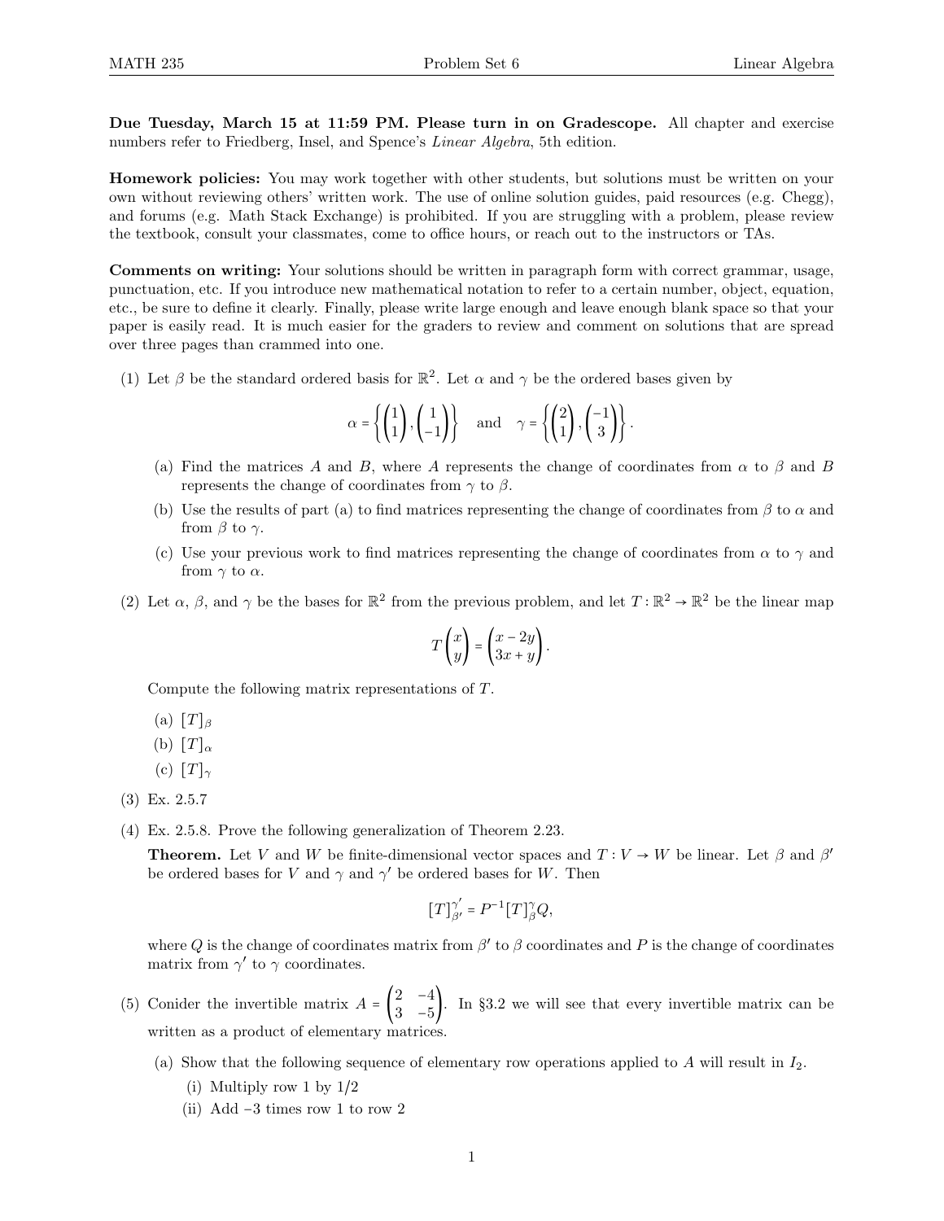**Due Tuesday, March 15 at 11:59 PM. Please turn in on Gradescope.** All chapter and exercise numbers refer to Friedberg, Insel, and Spence's *Linear Algebra*, 5th edition.

**Homework policies:** You may work together with other students, but solutions must be written on your own without reviewing others' written work. The use of online solution guides, paid resources (e.g. Chegg), and forums (e.g. Math Stack Exchange) is prohibited. If you are struggling with a problem, please review the textbook, consult your classmates, come to office hours, or reach out to the instructors or TAs.

**Comments on writing:** Your solutions should be written in paragraph form with correct grammar, usage, punctuation, etc. If you introduce new mathematical notation to refer to a certain number, object, equation, etc., be sure to define it clearly. Finally, please write large enough and leave enough blank space so that your paper is easily read. It is much easier for the graders to review and comment on solutions that are spread over three pages than crammed into one.

(1) Let $\beta$ be the standard ordered basis for $\mathbb{R}^2$. Let $\alpha$ and $\gamma$ be the ordered bases given by

$$\alpha = \left\{ \begin{pmatrix} 1 \\ 1 \end{pmatrix}, \begin{pmatrix} 1 \\ -1 \end{pmatrix} \right\} \quad \text{and} \quad \gamma = \left\{ \begin{pmatrix} 2 \\ 1 \end{pmatrix}, \begin{pmatrix} -1 \\ 3 \end{pmatrix} \right\}.$$

- (a) Find the matrices $A$ and $B$, where $A$ represents the change of coordinates from $\alpha$ to $\beta$ and $B$ represents the change of coordinates from $\gamma$ to $\beta$.
- (b) Use the results of part (a) to find matrices representing the change of coordinates from $\beta$ to $\alpha$ and from $\beta$ to $\gamma$.
- (c) Use your previous work to find matrices representing the change of coordinates from $\alpha$ to $\gamma$ and from $\gamma$ to $\alpha$.

(2) Let $\alpha$, $\beta$, and $\gamma$ be the bases for $\mathbb{R}^2$ from the previous problem, and let $T : \mathbb{R}^2 \to \mathbb{R}^2$ be the linear map

$$T \begin{pmatrix} x \\ y \end{pmatrix} = \begin{pmatrix} x - 2y \\ 3x + y \end{pmatrix}.$$

Compute the following matrix representations of $T$.

- (a) $[T]_\beta$
- (b) $[T]_\alpha$
- (c) $[T]_\gamma$

(3) Ex. 2.5.7

(4) Ex. 2.5.8. Prove the following generalization of Theorem 2.23.

**Theorem.** Let $V$ and $W$ be finite-dimensional vector spaces and $T : V \to W$ be linear. Let $\beta$ and $\beta'$ be ordered bases for $V$ and $\gamma$ and $\gamma'$ be ordered bases for $W$. Then

$$[T]_{\beta'}^{\gamma'} = P^{-1}[T]_{\beta}^{\gamma}Q,$$

where $Q$ is the change of coordinates matrix from $\beta'$ to $\beta$ coordinates and $P$ is the change of coordinates matrix from $\gamma'$ to $\gamma$ coordinates.

(5) Conider the invertible matrix $A = \begin{pmatrix} 2 & -4 \\ 3 & -5 \end{pmatrix}$. In §3.2 we will see that every invertible matrix can be written as a product of elementary matrices.

- (a) Show that the following sequence of elementary row operations applied to $A$ will result in $I_2$.
  - (i) Multiply row 1 by 1/2
  - (ii) Add $-3$ times row 1 to row 2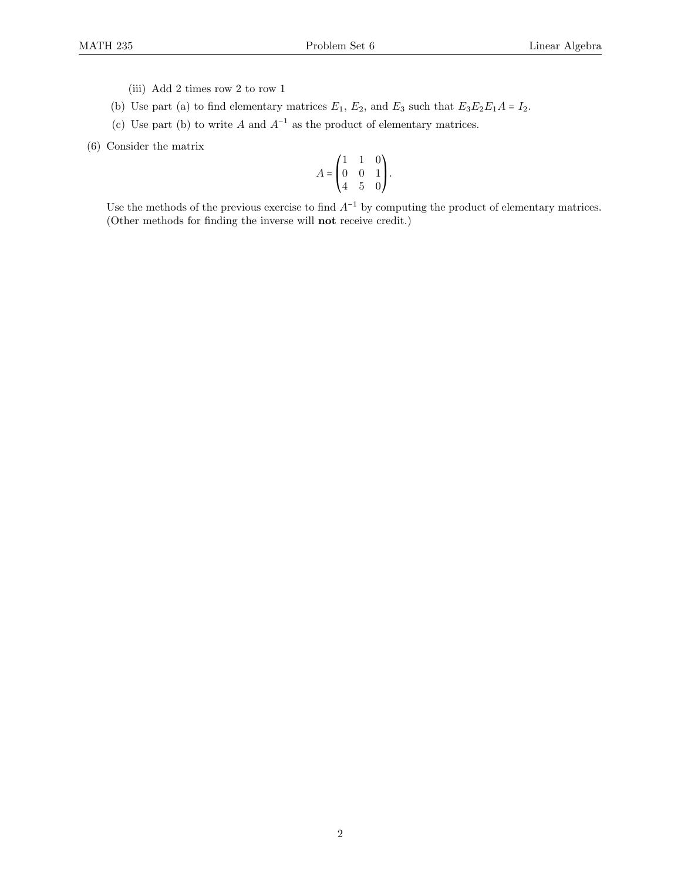(iii) Add 2 times row 2 to row 1

(b) Use part (a) to find elementary matrices $E_1$, $E_2$, and $E_3$ such that $E_3E_2E_1A = I_2$.

(c) Use part (b) to write $A$ and $A^{-1}$ as the product of elementary matrices.

(6) Consider the matrix

$$A = \begin{pmatrix} 1 & 1 & 0 \\ 0 & 0 & 1 \\ 4 & 5 & 0 \end{pmatrix}.$$

Use the methods of the previous exercise to find $A^{-1}$ by computing the product of elementary matrices. (Other methods for finding the inverse will **not** receive credit.)